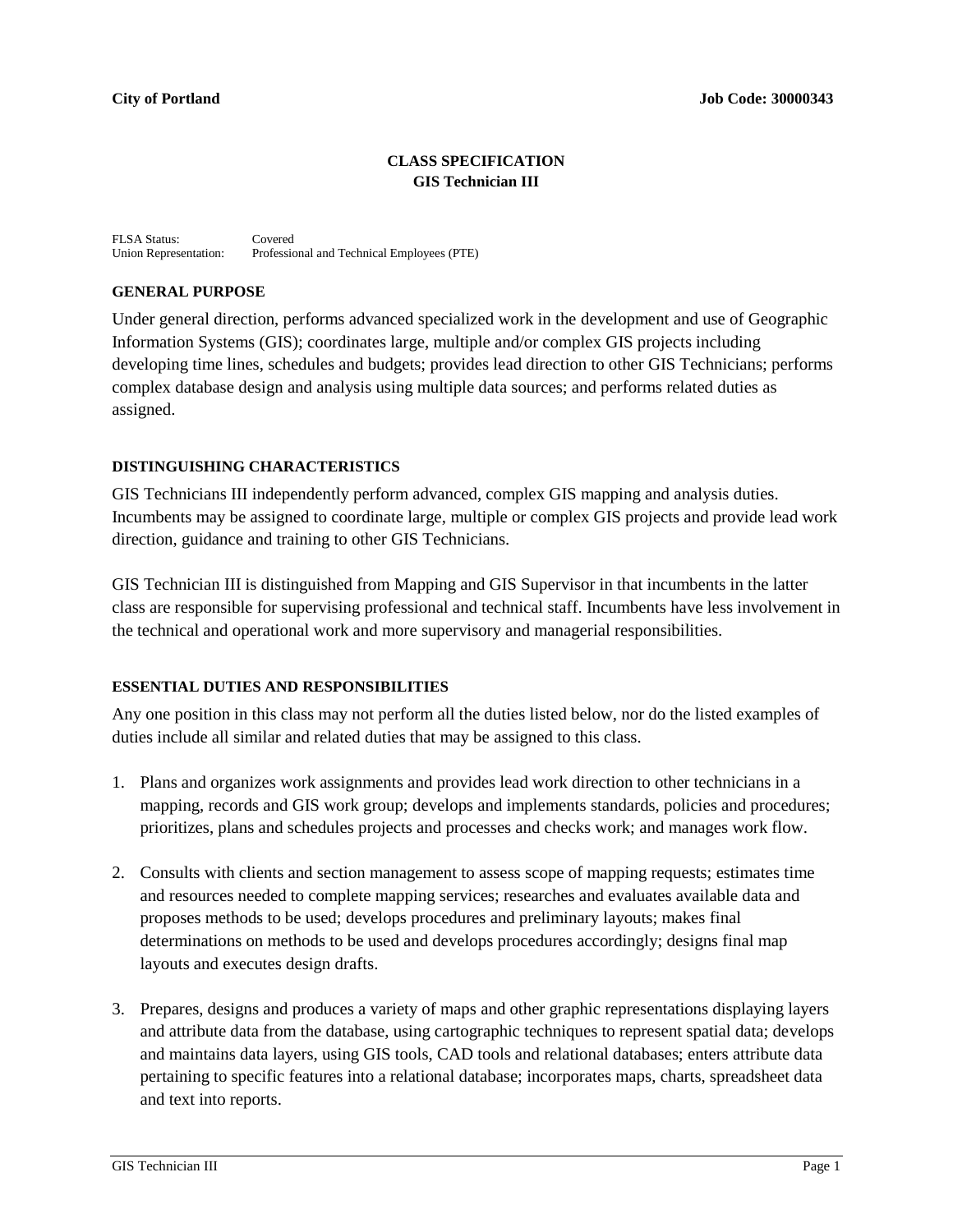**City of Portland** **Job Code: 30000343**

# CLASS SPECIFICATION
# GIS Technician III

FLSA Status: Covered
Union Representation: Professional and Technical Employees (PTE)

## GENERAL PURPOSE

Under general direction, performs advanced specialized work in the development and use of Geographic Information Systems (GIS); coordinates large, multiple and/or complex GIS projects including developing time lines, schedules and budgets; provides lead direction to other GIS Technicians; performs complex database design and analysis using multiple data sources; and performs related duties as assigned.

## DISTINGUISHING CHARACTERISTICS

GIS Technicians III independently perform advanced, complex GIS mapping and analysis duties. Incumbents may be assigned to coordinate large, multiple or complex GIS projects and provide lead work direction, guidance and training to other GIS Technicians.

GIS Technician III is distinguished from Mapping and GIS Supervisor in that incumbents in the latter class are responsible for supervising professional and technical staff. Incumbents have less involvement in the technical and operational work and more supervisory and managerial responsibilities.

## ESSENTIAL DUTIES AND RESPONSIBILITIES

Any one position in this class may not perform all the duties listed below, nor do the listed examples of duties include all similar and related duties that may be assigned to this class.

1. Plans and organizes work assignments and provides lead work direction to other technicians in a mapping, records and GIS work group; develops and implements standards, policies and procedures; prioritizes, plans and schedules projects and processes and checks work; and manages work flow.

2. Consults with clients and section management to assess scope of mapping requests; estimates time and resources needed to complete mapping services; researches and evaluates available data and proposes methods to be used; develops procedures and preliminary layouts; makes final determinations on methods to be used and develops procedures accordingly; designs final map layouts and executes design drafts.

3. Prepares, designs and produces a variety of maps and other graphic representations displaying layers and attribute data from the database, using cartographic techniques to represent spatial data; develops and maintains data layers, using GIS tools, CAD tools and relational databases; enters attribute data pertaining to specific features into a relational database; incorporates maps, charts, spreadsheet data and text into reports.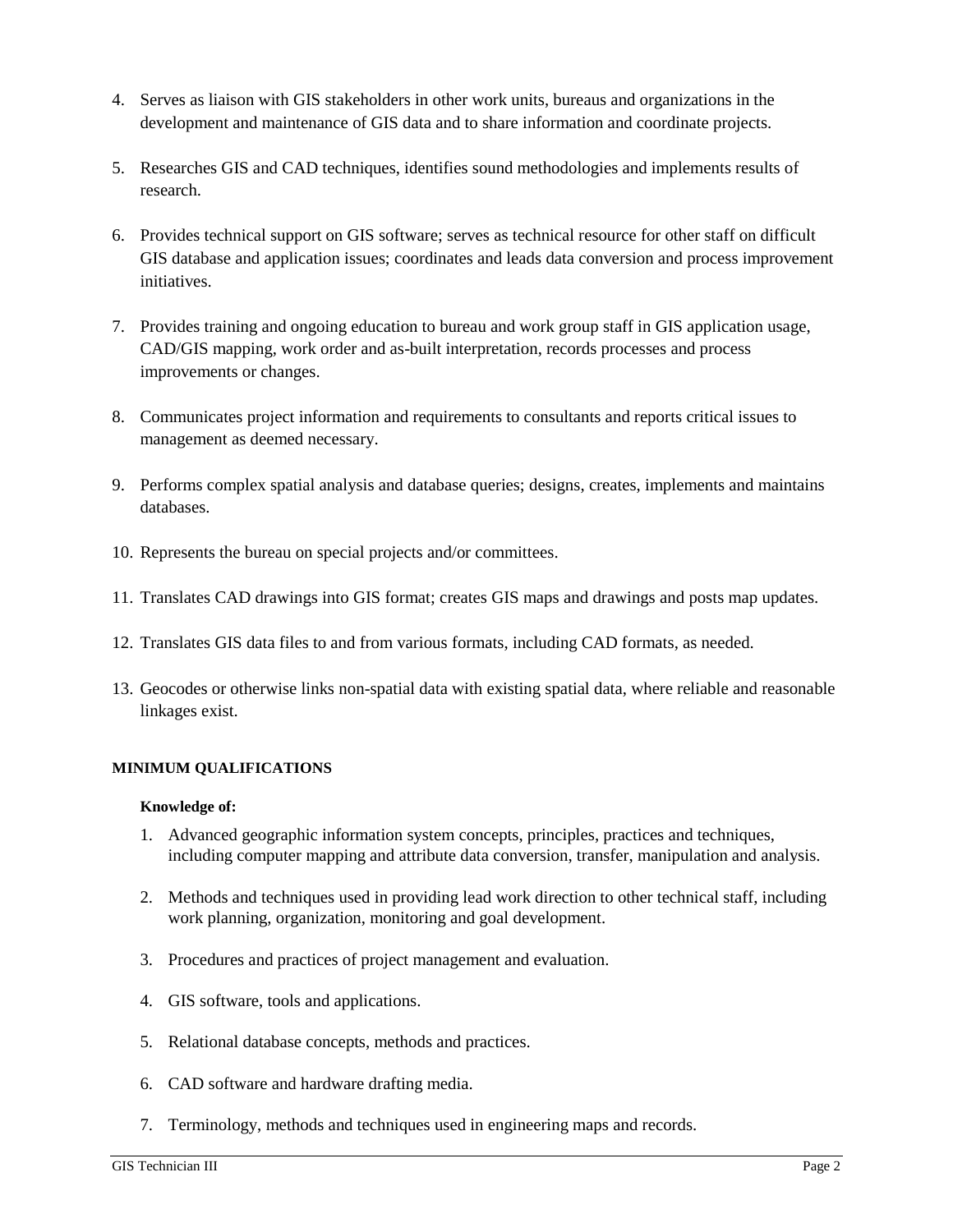4. Serves as liaison with GIS stakeholders in other work units, bureaus and organizations in the development and maintenance of GIS data and to share information and coordinate projects.

5. Researches GIS and CAD techniques, identifies sound methodologies and implements results of research.

6. Provides technical support on GIS software; serves as technical resource for other staff on difficult GIS database and application issues; coordinates and leads data conversion and process improvement initiatives.

7. Provides training and ongoing education to bureau and work group staff in GIS application usage, CAD/GIS mapping, work order and as-built interpretation, records processes and process improvements or changes.

8. Communicates project information and requirements to consultants and reports critical issues to management as deemed necessary.

9. Performs complex spatial analysis and database queries; designs, creates, implements and maintains databases.

10. Represents the bureau on special projects and/or committees.

11. Translates CAD drawings into GIS format; creates GIS maps and drawings and posts map updates.

12. Translates GIS data files to and from various formats, including CAD formats, as needed.

13. Geocodes or otherwise links non-spatial data with existing spatial data, where reliable and reasonable linkages exist.

**MINIMUM QUALIFICATIONS**

**Knowledge of:**

1. Advanced geographic information system concepts, principles, practices and techniques, including computer mapping and attribute data conversion, transfer, manipulation and analysis.

2. Methods and techniques used in providing lead work direction to other technical staff, including work planning, organization, monitoring and goal development.

3. Procedures and practices of project management and evaluation.

4. GIS software, tools and applications.

5. Relational database concepts, methods and practices.

6. CAD software and hardware drafting media.

7. Terminology, methods and techniques used in engineering maps and records.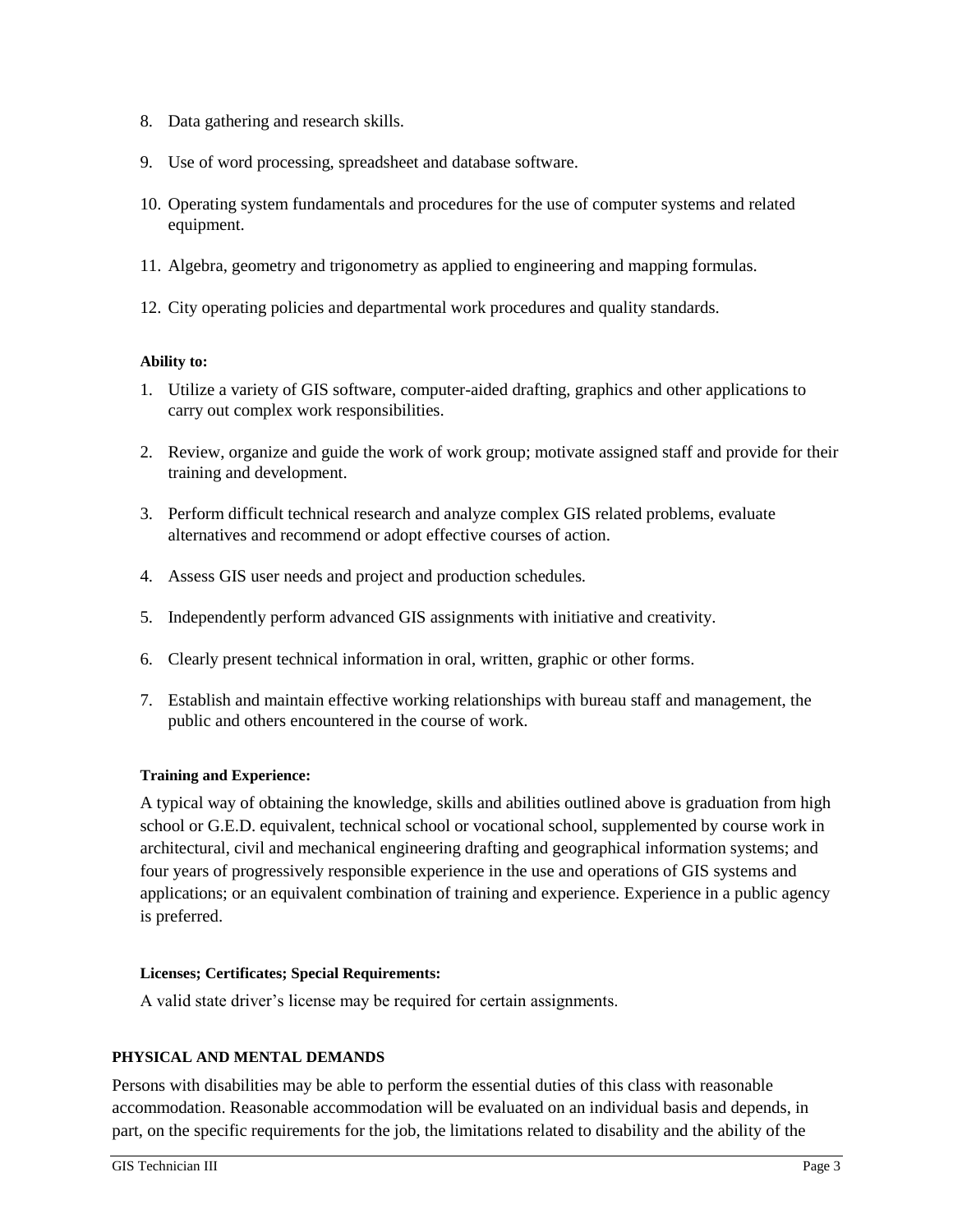8. Data gathering and research skills.

9. Use of word processing, spreadsheet and database software.

10. Operating system fundamentals and procedures for the use of computer systems and related equipment.

11. Algebra, geometry and trigonometry as applied to engineering and mapping formulas.

12. City operating policies and departmental work procedures and quality standards.

**Ability to:**

1. Utilize a variety of GIS software, computer-aided drafting, graphics and other applications to carry out complex work responsibilities.

2. Review, organize and guide the work of work group; motivate assigned staff and provide for their training and development.

3. Perform difficult technical research and analyze complex GIS related problems, evaluate alternatives and recommend or adopt effective courses of action.

4. Assess GIS user needs and project and production schedules.

5. Independently perform advanced GIS assignments with initiative and creativity.

6. Clearly present technical information in oral, written, graphic or other forms.

7. Establish and maintain effective working relationships with bureau staff and management, the public and others encountered in the course of work.

**Training and Experience:**

A typical way of obtaining the knowledge, skills and abilities outlined above is graduation from high school or G.E.D. equivalent, technical school or vocational school, supplemented by course work in architectural, civil and mechanical engineering drafting and geographical information systems; and four years of progressively responsible experience in the use and operations of GIS systems and applications; or an equivalent combination of training and experience. Experience in a public agency is preferred.

**Licenses; Certificates; Special Requirements:**

A valid state driver's license may be required for certain assignments.

## PHYSICAL AND MENTAL DEMANDS

Persons with disabilities may be able to perform the essential duties of this class with reasonable accommodation. Reasonable accommodation will be evaluated on an individual basis and depends, in part, on the specific requirements for the job, the limitations related to disability and the ability of the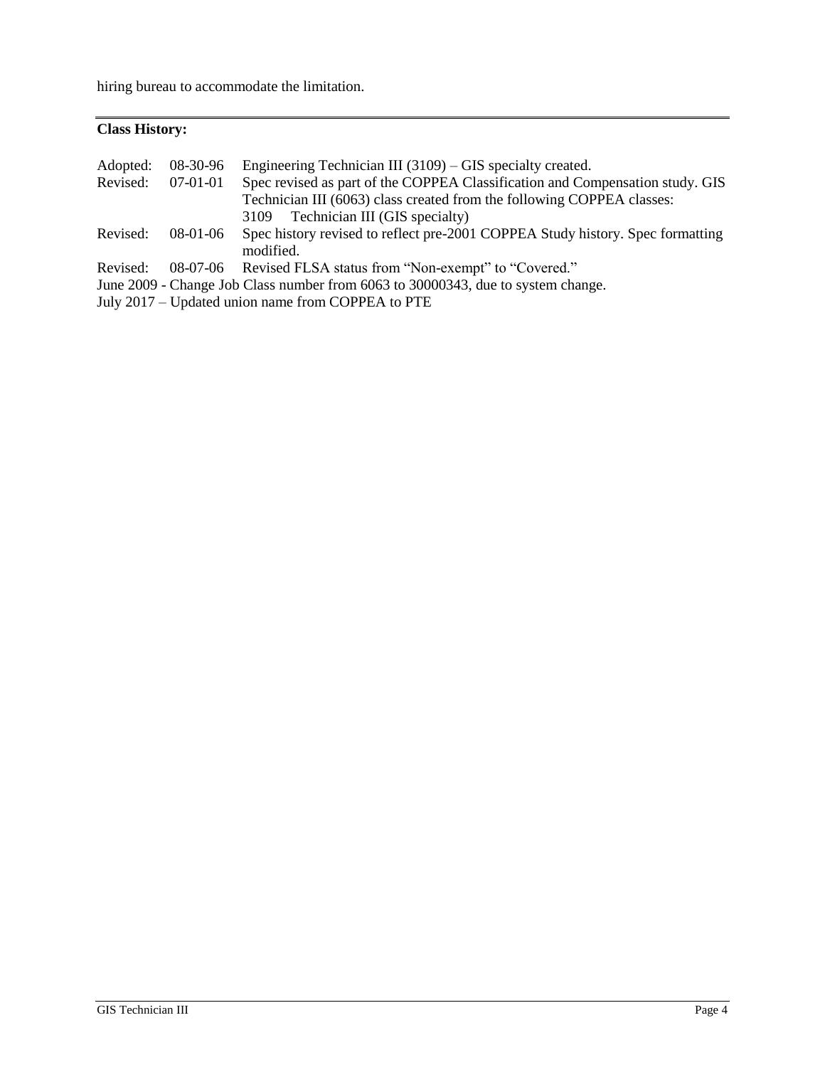hiring bureau to accommodate the limitation.

---

**Class History:**

| | | |
|---|---|---|
| Adopted: | 08-30-96 | Engineering Technician III (3109) – GIS specialty created. |
| Revised: | 07-01-01 | Spec revised as part of the COPPEA Classification and Compensation study. GIS Technician III (6063) class created from the following COPPEA classes:<br>3109 Technician III (GIS specialty) |
| Revised: | 08-01-06 | Spec history revised to reflect pre-2001 COPPEA Study history. Spec formatting modified. |
| Revised: | 08-07-06 | Revised FLSA status from "Non-exempt" to "Covered." |

June 2009 - Change Job Class number from 6063 to 30000343, due to system change.

July 2017 – Updated union name from COPPEA to PTE